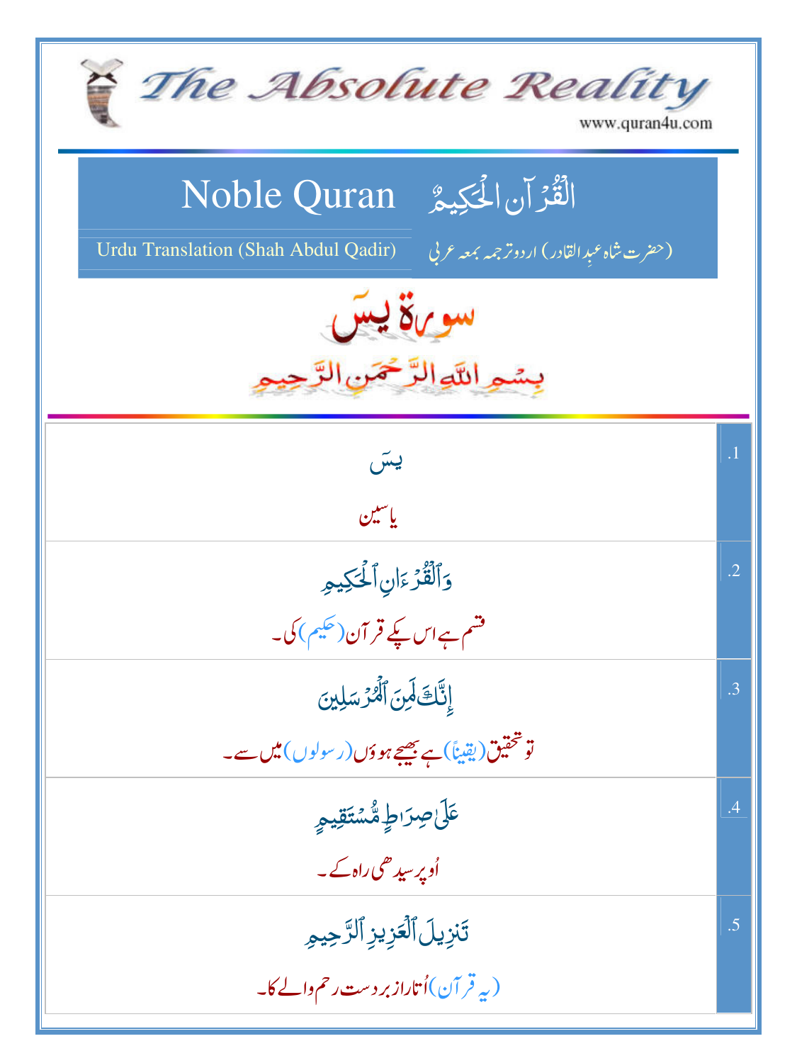# The Absolute Reality

www.quran4u.com

## Noble Quran — اَلْقُرْآنِ الْحَكِيمُ

Urdu Translation (Shah Abdul Qadir) — (حضرت شاہ عبدِالقادر) اردو ترجمہ بمعہ عربی

## سورۃ یسٓ

بِسۡمِ اللّٰہِ الرَّحۡمٰنِ الرَّحِیۡمِ

| | |
|---|---|
| .1 | یسٓ<br>یاسین |
| .2 | وَٱلۡقُرۡءَانِ ٱلۡحَكِيمِ<br>قسم ہے اس پکے قرآن (حکیم) کی۔ |
| .3 | إِنَّكَ لَمِنَ ٱلۡمُرۡسَلِينَ<br>تو تحقیق (یقیناً) ہے بھیجے ہوؤں (رسولوں) میں سے۔ |
| .4 | عَلَىٰ صِرَٰطٍ مُّسۡتَقِيمٍ<br>اُوپر سیدھی راہ کے۔ |
| .5 | تَنزِيلَ ٱلۡعَزِيزِ ٱلرَّحِيمِ<br>(یہ قرآن) اُتارا زبردست رحم والے کا۔ |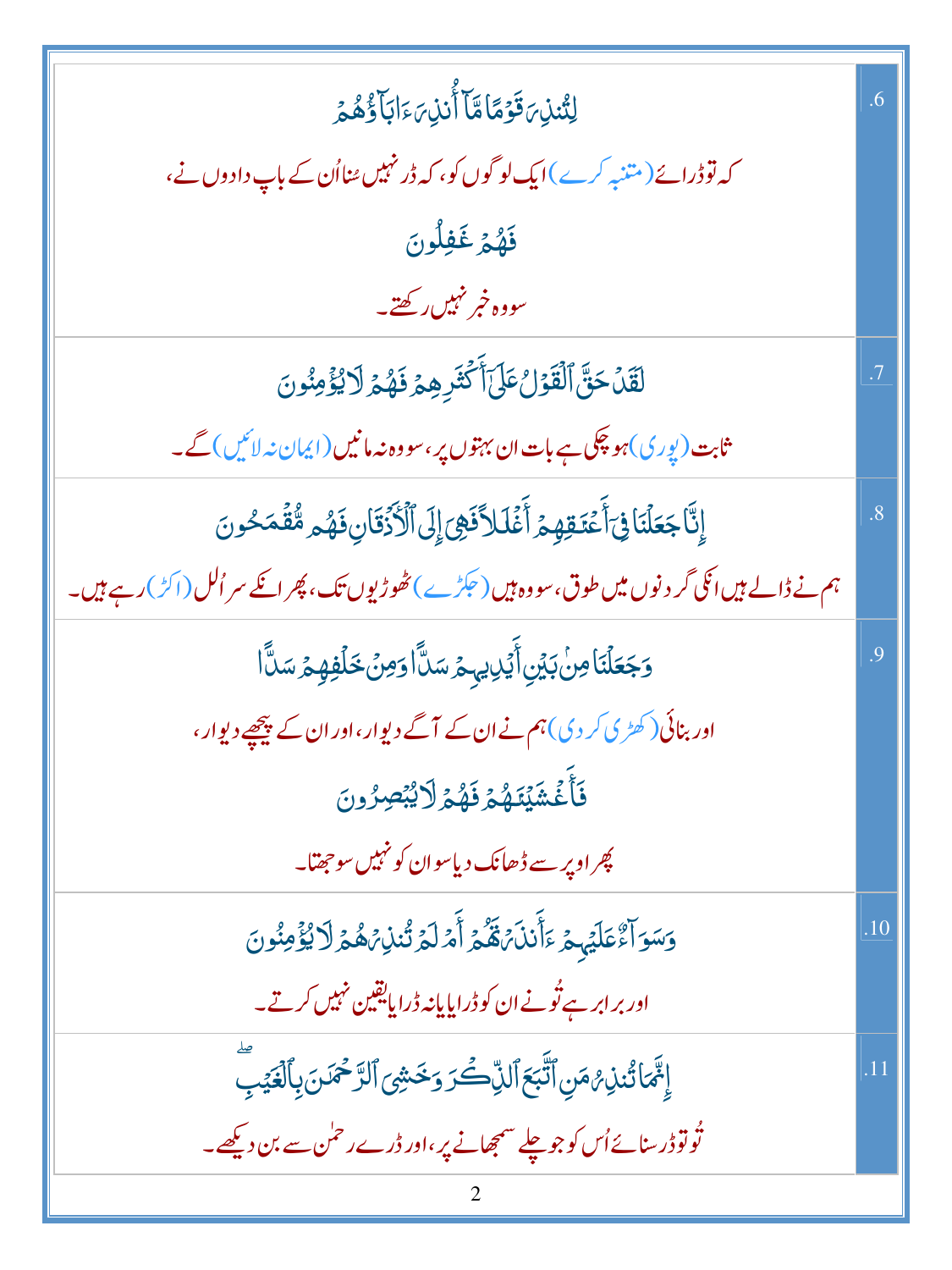| | |
|---|---|
| لِتُنذِرَ قَوْمًا مَّآ أُنذِرَ ءَابَآؤُهُمْ<br>کہ تو ڈرائے (متنبہ کرے) ایک لوگوں کو، کہ ڈر نہیں سُنا اُن کے باپ دادوں نے،<br>فَهُمْ غَٰفِلُونَ<br>سو وہ خبر نہیں رکھتے۔ | .6 |
| لَقَدْ حَقَّ ٱلْقَوْلُ عَلَىٰٓ أَكْثَرِهِمْ فَهُمْ لَا يُؤْمِنُونَ<br>ثابت (پوری) ہو چکی ہے بات ان بہتوں پر، سو وہ نہ مانیں (ایمان نہ لائیں) گے۔ | .7 |
| إِنَّا جَعَلْنَا فِىٓ أَعْنَٰقِهِمْ أَغْلَٰلًا فَهِىَ إِلَى ٱلْأَذْقَانِ فَهُم مُّقْمَحُونَ<br>ہم نے ڈالے ہیں انکی گردنوں میں طوق، سو وہ ہیں (جکڑے) ٹھوڑیوں تک، پھر انکے سر اُلل (اکڑ) رہے ہیں۔ | .8 |
| وَجَعَلْنَا مِنۢ بَيْنِ أَيْدِيهِمْ سَدًّا وَمِنْ خَلْفِهِمْ سَدًّا<br>اور بنائی (کھڑی کر دی) ہم نے ان کے آگے دیوار، اور ان کے پیچھے دیوار،<br>فَأَغْشَيْنَٰهُمْ فَهُمْ لَا يُبْصِرُونَ<br>پھر اوپر سے ڈھانک دیا سو ان کو نہیں سوجھتا۔ | .9 |
| وَسَوَآءٌ عَلَيْهِمْ ءَأَنذَرْتَهُمْ أَمْ لَمْ تُنذِرْهُمْ لَا يُؤْمِنُونَ<br>اور برابر ہے تُو نے ان کو ڈرایا یا نہ ڈرایا یقین نہیں کرتے۔ | .10 |
| إِنَّمَا تُنذِرُ مَنِ ٱتَّبَعَ ٱلذِّكْرَ وَخَشِىَ ٱلرَّحْمَٰنَ بِٱلْغَيْبِ ۖ<br>تُو تو ڈر سنائے اُس کو جو چلے سمجھانے پر، اور ڈرے رحمٰن سے بن دیکھے۔ | .11 |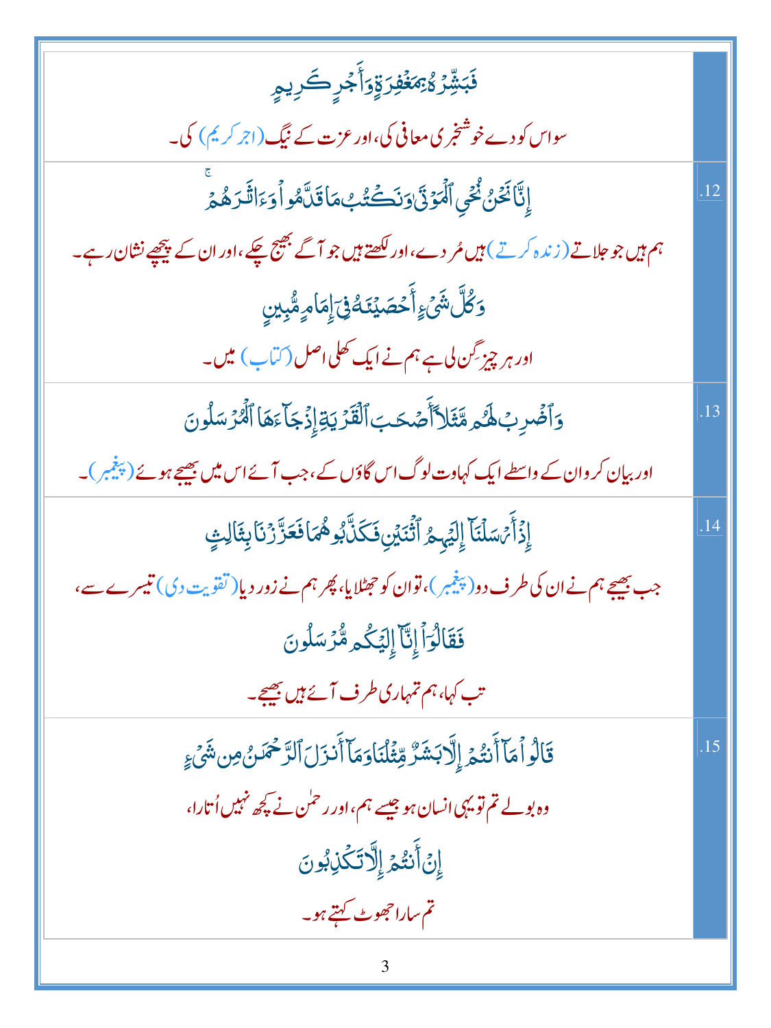| | |
|---|---|
| فَبَشِّرْهُ بِمَغْفِرَةٍ وَأَجْرٍ كَرِيمٍ<br>سو اس کو دے خوشخبری معافی کی، اور عزت کے نیگ (اجر کریم) کی۔ | |
| إِنَّا نَحْنُ نُحْيِ الْمَوْتَىٰ وَنَكْتُبُ مَا قَدَّمُوا وَآثَارَهُمْ ۚ<br>ہم ہیں جو جلاتے (زندہ کرتے) ہیں مُردے، اور لکھتے ہیں جو آگے بھیج چکے، اور ان کے پیچھے نشان رہے۔<br>وَكُلَّ شَيْءٍ أَحْصَيْنَاهُ فِي إِمَامٍ مُبِينٍ<br>اور ہر چیز گن لی ہے ہم نے ایک کھلی اصل (کتاب) میں۔ | .12 |
| وَاضْرِبْ لَهُمْ مَثَلًا أَصْحَابَ الْقَرْيَةِ إِذْ جَاءَهَا الْمُرْسَلُونَ<br>اور بیان کر ان کے واسطے ایک کہاوت لوگ اس گاؤں کے، جب آئے اس میں بھیجے ہوئے (پیغمبر)۔ | .13 |
| إِذْ أَرْسَلْنَا إِلَيْهِمُ اثْنَيْنِ فَكَذَّبُوهُمَا فَعَزَّزْنَا بِثَالِثٍ<br>جب بھیجے ہم نے ان کی طرف دو (پیغمبر)، تو ان کو جھٹلایا، پھر ہم نے زور دیا (تقویت دی) تیسرے سے،<br>فَقَالُوا إِنَّا إِلَيْكُمْ مُرْسَلُونَ<br>تب کہا، ہم تمہاری طرف آئے ہیں بھیجے۔ | .14 |
| قَالُوا مَا أَنْتُمْ إِلَّا بَشَرٌ مِثْلُنَا وَمَا أَنْزَلَ الرَّحْمَٰنُ مِنْ شَيْءٍ<br>وہ بولے تم تو یہی انسان ہو جیسے ہم، اور رحمٰن نے کچھ نہیں اُتارا،<br>إِنْ أَنْتُمْ إِلَّا تَكْذِبُونَ<br>تم سارا جھوٹ کہتے ہو۔ | .15 |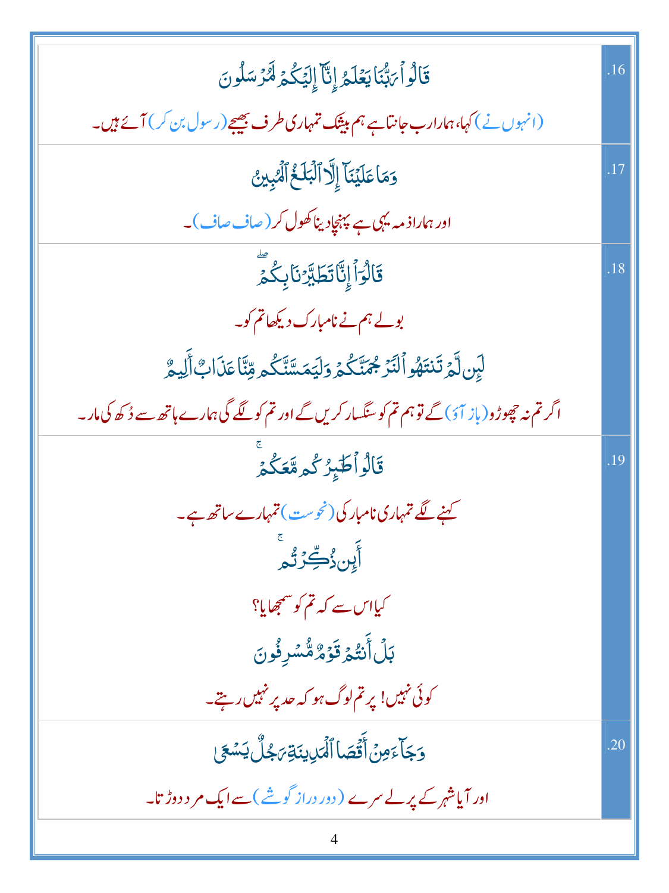| | |
|---|---|
| قَالُوا۟ رَبُّنَا يَعْلَمُ إِنَّآ إِلَيْكُمْ لَمُرْسَلُونَ<br><br>(انہوں نے) کہا، ہمارا رب جانتا ہے ہم بیشک تمہاری طرف بھیجے (رسول بن کر) آئے ہیں۔ | .16 |
| وَمَا عَلَيْنَآ إِلَّا ٱلْبَلَٰغُ ٱلْمُبِينُ<br><br>اور ہمارا ذمہ یہی ہے پہنچا دینا کھول کر (صاف صاف)۔ | .17 |
| قَالُوٓا۟ إِنَّا تَطَيَّرْنَا بِكُمْ ۖ<br><br>بولے ہم نے نامبارک دیکھا تم کو۔<br><br>لَئِن لَّمْ تَنتَهُوا۟ لَنَرْجُمَنَّكُمْ وَلَيَمَسَّنَّكُم مِّنَّا عَذَابٌ أَلِيمٌ<br><br>اگر تم نہ چھوڑو (باز آؤ) گے تو ہم تم کو سنگسار کریں گے اور تم کو لگے گی ہمارے ہاتھ سے دُکھ کی مار۔ | .18 |
| قَالُوا۟ طَٰٓئِرُكُم مَّعَكُمْ ۚ<br><br>کہنے لگے تمہاری نامبارکی (نحوست) تمہارے ساتھ ہے۔<br><br>أَئِن ذُكِّرْتُم ۚ<br><br>کیا اس سے کہ تم کو سمجھایا؟<br><br>بَلْ أَنتُمْ قَوْمٌ مُّسْرِفُونَ<br><br>کوئی نہیں! پر تم لوگ ہو کہ حد پر نہیں رہتے۔ | .19 |
| وَجَآءَ مِنْ أَقْصَا ٱلْمَدِينَةِ رَجُلٌ يَسْعَىٰ<br><br>اور آیا شہر کے پرلے سرے (دور دراز گوشے) سے ایک مرد دوڑتا۔ | .20 |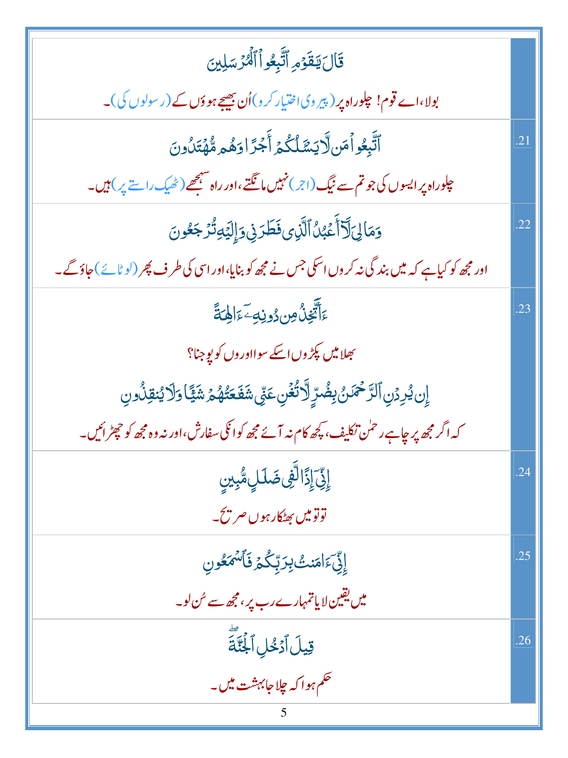| | |
|---|---|
| قَالَ يَٰقَوْمِ ٱتَّبِعُوا۟ ٱلْمُرْسَلِينَ<br><br>بولا، اے قوم! چلوراہ پر (پیروی اختیار کرو) اُن بھیجے ہوؤں کے (رسولوں کی)۔ | |
| ٱتَّبِعُوا۟ مَن لَّا يَسْـَٔلُكُمْ أَجْرًا وَهُم مُّهْتَدُونَ<br><br>چلوراہ پر ایسوں کی جو تم سے نیگ (اجر) نہیں مانگتے، اور راہ سمجھے (ٹھیک راستے پر) ہیں۔ | .21 |
| وَمَا لِىَ لَآ أَعْبُدُ ٱلَّذِى فَطَرَنِى وَإِلَيْهِ تُرْجَعُونَ<br><br>اور مجھ کو کیا ہے کہ میں بندگی نہ کروں اسکی جس نے مجھ کو بنایا، اور اسی کی طرف پھر (لوٹائے) جاؤ گے۔ | .22 |
| ءَأَتَّخِذُ مِن دُونِهِۦٓ ءَالِهَةً<br><br>بھلا میں پکڑوں اسکے سوا اوروں کو پوجنا؟<br><br>إِن يُرِدْنِ ٱلرَّحْمَٰنُ بِضُرٍّ لَّا تُغْنِ عَنِّى شَفَٰعَتُهُمْ شَيْـًٔا وَلَا يُنقِذُونِ<br><br>کہ اگر مجھ پر چاہے رحمٰن تکلیف، کچھ کام نہ آئے مجھ کو انکی سفارش، اور نہ وہ مجھ کو چھڑائیں۔ | .23 |
| إِنِّىٓ إِذًا لَّفِى ضَلَٰلٍ مُّبِينٍ<br><br>تو تو میں بھٹکار ہوں صریح۔ | .24 |
| إِنِّىٓ ءَامَنتُ بِرَبِّكُمْ فَٱسْمَعُونِ<br><br>میں یقین لایا تمہارے رب پر، مجھ سے سُن لو۔ | .25 |
| قِيلَ ٱدْخُلِ ٱلْجَنَّةَ ۖ<br><br>حکم ہوا کہ چلا جا بہشت میں۔ | .26 |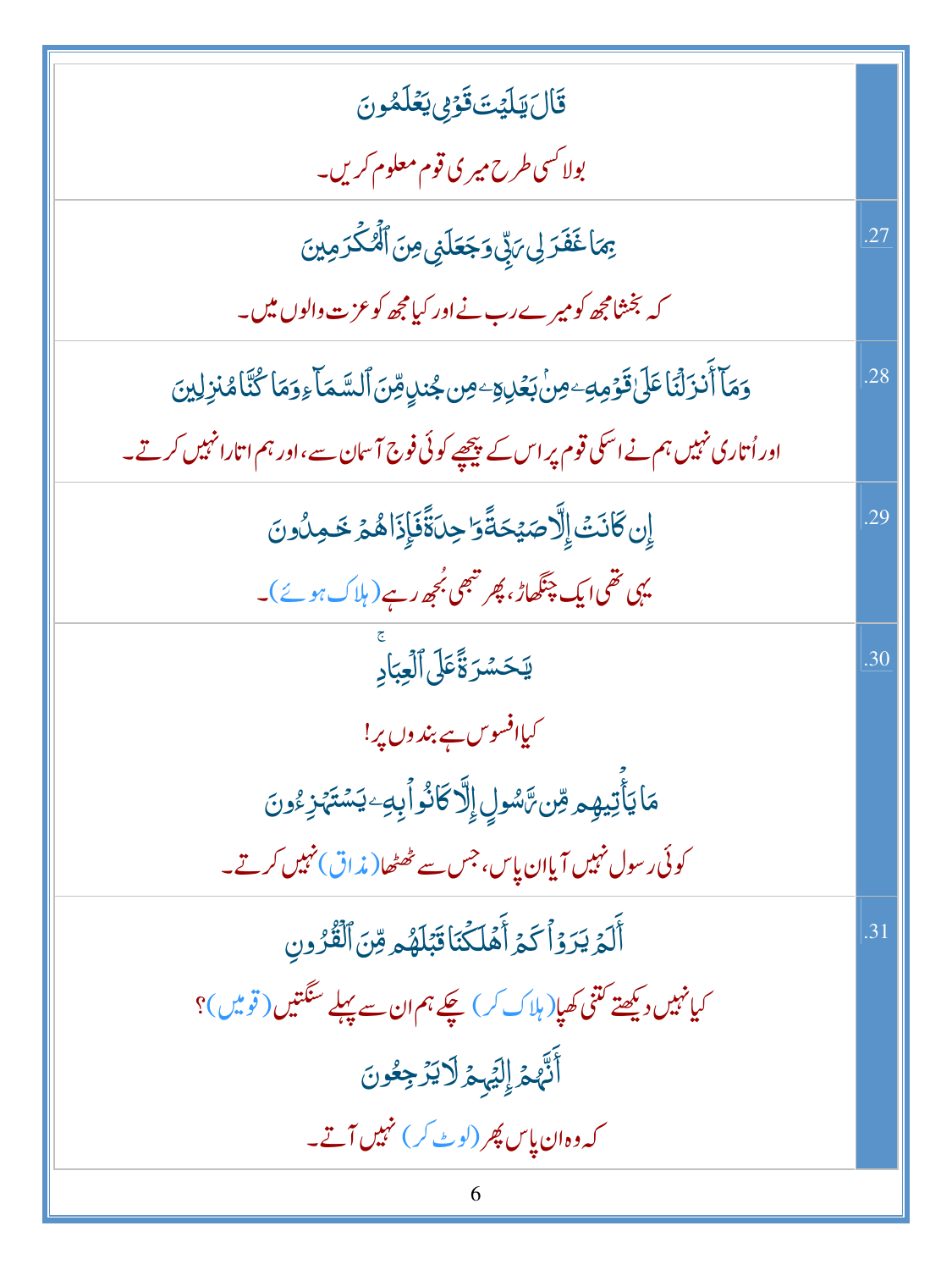| | |
|---|---|
| قَالَ يَٰلَيۡتَ قَوۡمِي يَعۡلَمُونَ<br>بولا کسی طرح میری قوم معلوم کریں۔ | |
| بِمَا غَفَرَ لِي رَبِّي وَجَعَلَنِي مِنَ ٱلۡمُكۡرَمِينَ<br>کہ بخشا مجھ کو میرے رب نے اور کیا مجھ کو عزت والوں میں۔ | .27 |
| وَمَآ أَنزَلۡنَا عَلَىٰ قَوۡمِهِۦ مِنۢ بَعۡدِهِۦ مِن جُندٖ مِّنَ ٱلسَّمَآءِ وَمَا كُنَّا مُنزِلِينَ<br>اور اُتاری نہیں ہم نے اسکی قوم پر اس کے پیچھے کوئی فوج آسمان سے، اور ہم اتارا نہیں کرتے۔ | .28 |
| إِن كَانَتۡ إِلَّا صَيۡحَةٗ وَٰحِدَةٗ فَإِذَا هُمۡ خَٰمِدُونَ<br>یہی تھی ایک چنگھاڑ، پھر تبھی بُجھ رہے (ہلاک ہوئے)۔ | .29 |
| يَٰحَسۡرَةً عَلَى ٱلۡعِبَادِۚ<br>کیا افسوس ہے بندوں پر!<br>مَا يَأۡتِيهِم مِّن رَّسُولٍ إِلَّا كَانُواْ بِهِۦ يَسۡتَهۡزِءُونَ<br>کوئی رسول نہیں آیا ان پاس، جس سے ٹھٹھا (مذاق) نہیں کرتے۔ | .30 |
| أَلَمۡ يَرَوۡاْ كَمۡ أَهۡلَكۡنَا قَبۡلَهُم مِّنَ ٱلۡقُرُونِ<br>کیا نہیں دیکھتے کتنی کھپا (ہلاک کر) چکے ہم ان سے پہلے سنگتیں (قومیں)؟<br>أَنَّهُمۡ إِلَيۡهِمۡ لَا يَرۡجِعُونَ<br>کہ وہ ان پاس پھر (لوٹ کر) نہیں آتے۔ | .31 |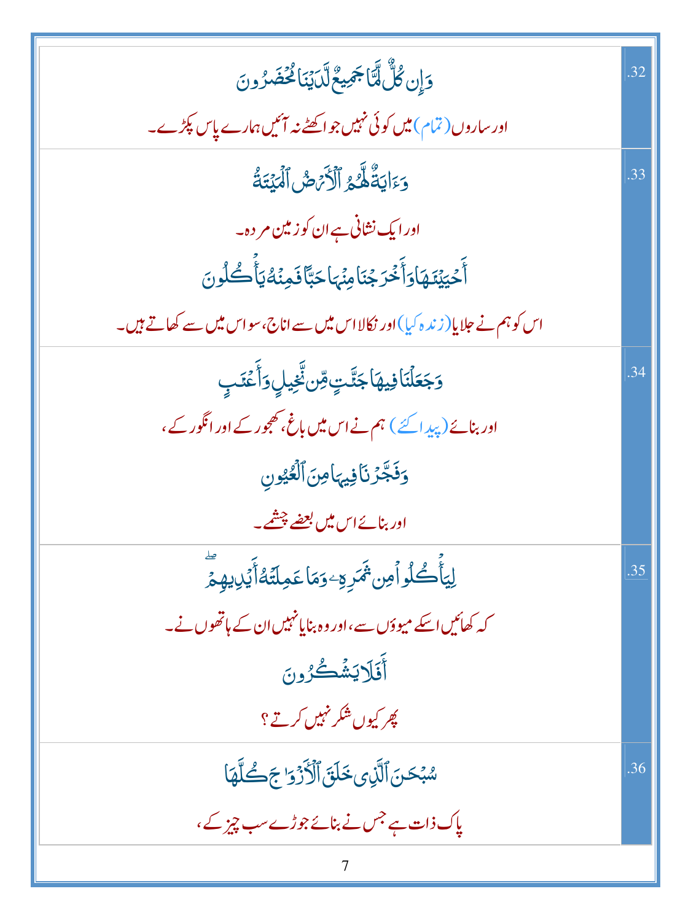| | |
|---|---|
| وَإِن كُلٌّ لَّمَّا جَمِيعٌ لَّدَيْنَا مُحْضَرُونَ<br>اور ساروں (تمام) میں کوئی نہیں جو اکٹھے نہ آئیں ہمارے پاس پکڑے۔ | .32 |
| وَءَايَةٌ لَّهُمُ ٱلْأَرْضُ ٱلْمَيْتَةُ<br>اور ایک نشانی ہے ان کو زمین مردہ۔<br>أَحْيَيْنَـٰهَا وَأَخْرَجْنَا مِنْهَا حَبًّا فَمِنْهُ يَأْكُلُونَ<br>اس کو ہم نے جلایا (زندہ کیا) اور نکالا اس میں سے اناج، سو اس میں سے کھاتے ہیں۔ | .33 |
| وَجَعَلْنَا فِيهَا جَنَّـٰتٍ مِّن نَّخِيلٍ وَأَعْنَـٰبٍ<br>اور بنائے (پیدا کئے) ہم نے اس میں باغ، کھجور کے اور انگور کے،<br>وَفَجَّرْنَا فِيهَا مِنَ ٱلْعُيُونِ<br>اور بنائے اس میں بعضے چشمے۔ | .34 |
| لِيَأْكُلُوا۟ مِن ثَمَرِهِۦ وَمَا عَمِلَتْهُ أَيْدِيهِمْ ۖ<br>کہ کھائیں اسکے میووں سے، اور وہ بنایا نہیں ان کے ہاتھوں نے۔<br>أَفَلَا يَشْكُرُونَ<br>پھر کیوں شکر نہیں کرتے؟ | .35 |
| سُبْحَـٰنَ ٱلَّذِى خَلَقَ ٱلْأَزْوَٰجَ كُلَّهَا<br>پاک ذات ہے جس نے بنائے جوڑے سب چیز کے، | .36 |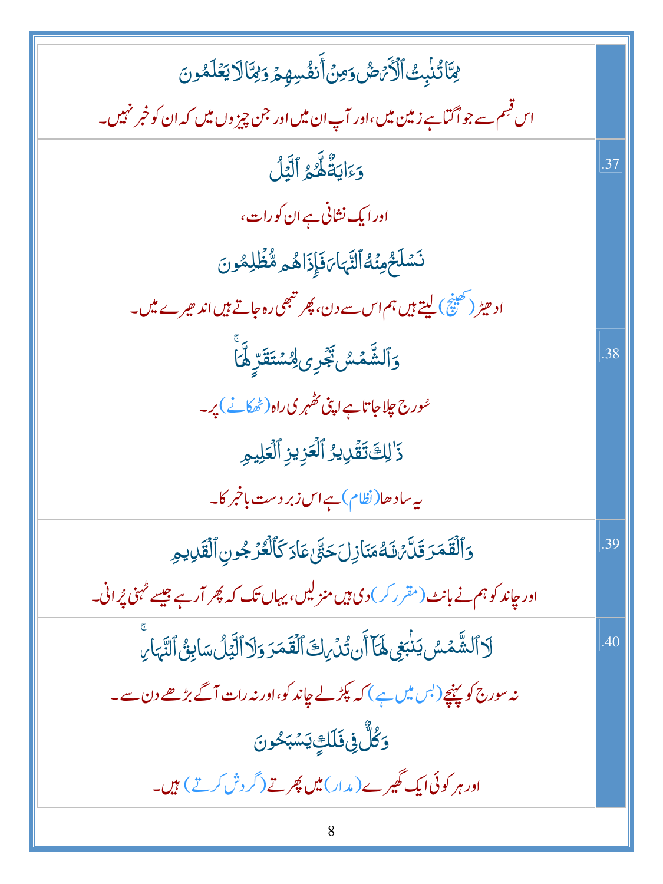| | |
|---|---|
| مِمَّا تُنۢبِتُ ٱلۡأَرۡضُ وَمِنۡ أَنفُسِهِمۡ وَمِمَّا لَا يَعۡلَمُونَ<br>اس قسم سے جو اُگتا ہے زمین میں، اور آپ ان میں اور جن چیزوں میں کہ ان کو خبر نہیں۔ | |
| وَءَايَةٌ لَّهُمُ ٱلَّيۡلُ<br>اور ایک نشانی ہے ان کو رات،<br>نَسۡلَخُ مِنۡهُ ٱلنَّهَارَ فَإِذَا هُم مُّظۡلِمُونَ<br>ادھیڑ (کھینچ) لیتے ہیں ہم اس سے دن، پھر تبھی رہ جاتے ہیں اندھیرے میں۔ | .37 |
| وَٱلشَّمۡسُ تَجۡرِي لِمُسۡتَقَرٍّ لَّهَاۚ<br>سُورج چلا جاتا ہے اپنی ٹھہری راہ (ٹھکانے) پر۔<br>ذَٰلِكَ تَقۡدِيرُ ٱلۡعَزِيزِ ٱلۡعَلِيمِ<br>یہ سادھا (نظام) ہے اس زبردست باخبر کا۔ | .38 |
| وَٱلۡقَمَرَ قَدَّرۡنَٰهُ مَنَازِلَ حَتَّىٰ عَادَ كَٱلۡعُرۡجُونِ ٱلۡقَدِيمِ<br>اور چاند کو ہم نے بانٹ (مقرر کر) دی ہیں منزلیں، یہاں تک کہ پھر آرہے جیسے ٹہنی پُرانی۔ | .39 |
| لَا ٱلشَّمۡسُ يَنۢبَغِي لَهَآ أَن تُدۡرِكَ ٱلۡقَمَرَ وَلَا ٱلَّيۡلُ سَابِقُ ٱلنَّهَارِۚ<br>نہ سورج کو پہنچے (بس میں ہے) کہ پکڑ لے چاند کو، اور نہ رات آگے بڑھے دن سے۔<br>وَكُلٌّ فِي فَلَكٍ يَسۡبَحُونَ<br>اور ہر کوئی ایک گھیرے (مدار) میں پھرتے (گردش کرتے) ہیں۔ | .40 |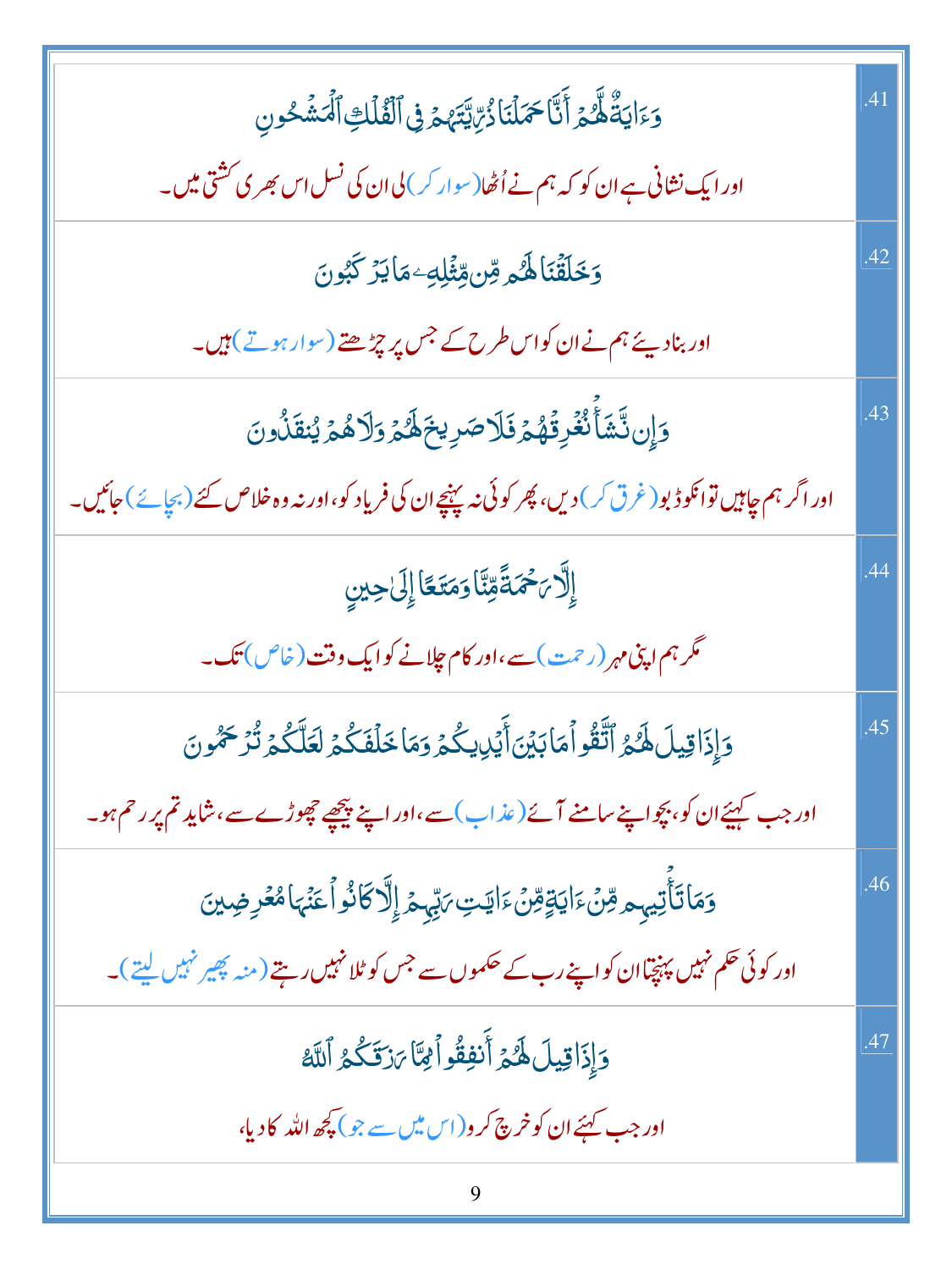| | |
|---|---|
| .41 | وَءَايَةٌ لَّهُمْ أَنَّا حَمَلْنَا ذُرِّيَّتَهُمْ فِى ٱلْفُلْكِ ٱلْمَشْحُونِ<br>اور ایک نشانی ہے ان کو کہ ہم نے اُٹھا (سوار کر) لی ان کی نسل اس بھری کشتی میں۔ |
| .42 | وَخَلَقْنَا لَهُم مِّن مِّثْلِهِۦ مَا يَرْكَبُونَ<br>اور بنا دیئے ہم نے ان کو اس طرح کے جس پر چڑھتے (سوار ہوتے) ہیں۔ |
| .43 | وَإِن نَّشَأْ نُغْرِقْهُمْ فَلَا صَرِيخَ لَهُمْ وَلَا هُمْ يُنقَذُونَ<br>اور اگر ہم چاہیں تو انکو ڈبو (غرق کر) دیں، پھر کوئی نہ پہنچے ان کی فریاد کو، اور نہ وہ خلاص کئے (بچائے) جائیں۔ |
| .44 | إِلَّا رَحْمَةً مِّنَّا وَمَتَٰعًا إِلَىٰ حِينٍ<br>مگر ہم اپنی مہر (رحمت) سے، اور کام چلانے کو ایک وقت (خاص) تک۔ |
| .45 | وَإِذَا قِيلَ لَهُمُ ٱتَّقُوا۟ مَا بَيْنَ أَيْدِيكُمْ وَمَا خَلْفَكُمْ لَعَلَّكُمْ تُرْحَمُونَ<br>اور جب کہیئے ان کو، بچو اپنے سامنے آئے (عذاب) سے، اور اپنے پیچھے چھوڑے سے، شاید تم پر رحم ہو۔ |
| .46 | وَمَا تَأْتِيهِم مِّنْ ءَايَةٍ مِّنْ ءَايَٰتِ رَبِّهِمْ إِلَّا كَانُوا۟ عَنْهَا مُعْرِضِينَ<br>اور کوئی حکم نہیں پہنچتا ان کو اپنے رب کے حکموں سے جس کو ٹلا نہیں رہتے (منہ پھیر نہیں لیتے)۔ |
| .47 | وَإِذَا قِيلَ لَهُمْ أَنفِقُوا۟ مِمَّا رَزَقَكُمُ ٱللَّهُ<br>اور جب کہئے ان کو خرچ کرو (اس میں سے جو) کچھ اللہ کا دیا، |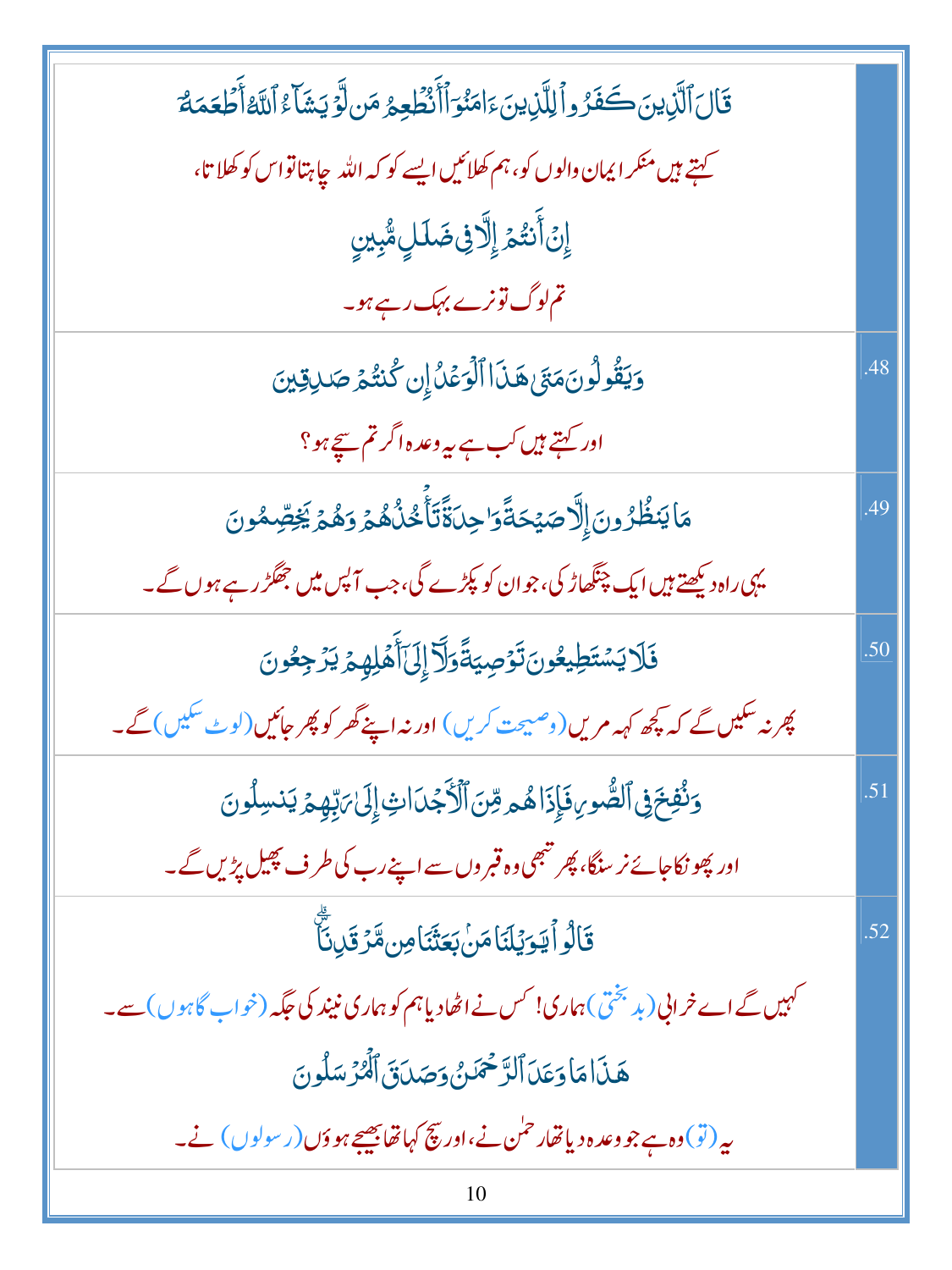| | |
|---|---|
| قَالَ ٱلَّذِينَ كَفَرُواْ لِلَّذِينَ ءَامَنُوٓاْ أَنُطۡعِمُ مَن لَّوۡ يَشَآءُ ٱللَّهُ أَطۡعَمَهُۥٓ<br>کہتے ہیں منکر ایمان والوں کو، ہم کھلائیں ایسے کو کہ اللہ چاہتا تو اس کو کھلاتا،<br>إِنۡ أَنتُمۡ إِلَّا فِى ضَلَٰلٍ مُّبِينٍ<br>تم لوگ تو نرے بہک رہے ہو۔ | |
| وَيَقُولُونَ مَتَىٰ هَٰذَا ٱلۡوَعۡدُ إِن كُنتُمۡ صَٰدِقِينَ<br>اور کہتے ہیں کب ہے یہ وعدہ اگر تم سچے ہو؟ | .48 |
| مَا يَنظُرُونَ إِلَّا صَيۡحَةً وَٰحِدَةً تَأۡخُذُهُمۡ وَهُمۡ يَخِصِّمُونَ<br>یہی راہ دیکھتے ہیں ایک چنگھاڑ کی، جو ان کو پکڑے گی، جب آپس میں جھگڑ رہے ہوں گے۔ | .49 |
| فَلَا يَسۡتَطِيعُونَ تَوۡصِيَةً وَلَآ إِلَىٰٓ أَهۡلِهِمۡ يَرۡجِعُونَ<br>پھر نہ سکیں گے کہ کچھ کہہ مریں (وصیت کریں) اور نہ اپنے گھر کو پھر جائیں (لوٹ سکیں) گے۔ | .50 |
| وَنُفِخَ فِى ٱلصُّورِ فَإِذَا هُم مِّنَ ٱلۡأَجۡدَاثِ إِلَىٰ رَبِّهِمۡ يَنسِلُونَ<br>اور پھونکا جائے نرسنگا، پھر تبھی وہ قبروں سے اپنے رب کی طرف پھیل پڑیں گے۔ | .51 |
| قَالُواْ يَٰوَيۡلَنَا مَنۢ بَعَثَنَا مِن مَّرۡقَدِنَاۜ<br>کہیں گے اے خرابی (بدبختی) ہماری! کس نے اٹھا دیا ہم کو ہماری نیند کی جگہ (خواب گاہوں) سے۔<br>هَٰذَا مَا وَعَدَ ٱلرَّحۡمَٰنُ وَصَدَقَ ٱلۡمُرۡسَلُونَ<br>یہ (تو) وہ ہے جو وعدہ دیا تھا رحمٰن نے، اور سچ کہا تھا بھیجے ہوؤں (رسولوں) نے۔ | .52 |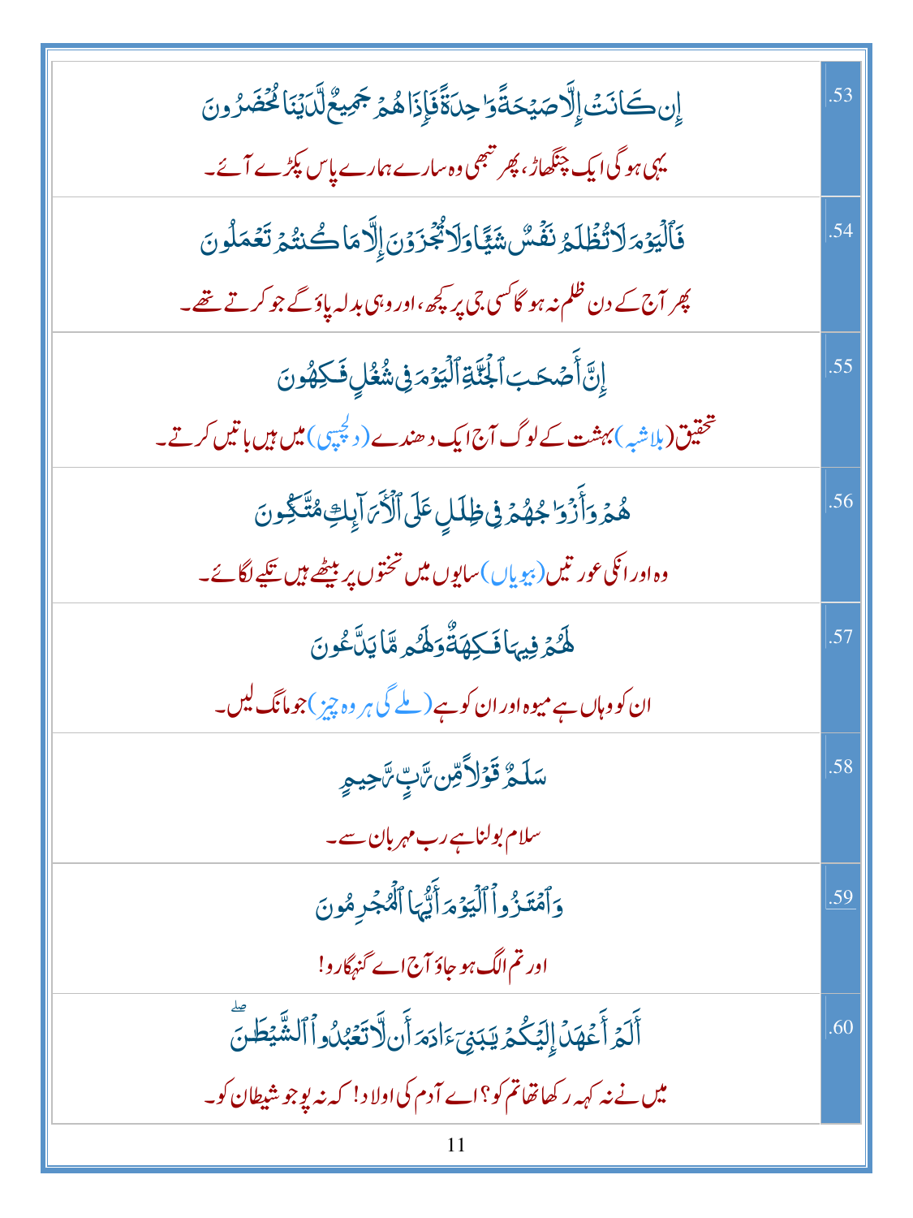| | |
|---|---|
| إِن كَانَتْ إِلَّا صَيْحَةً وَاحِدَةً فَإِذَا هُمْ جَمِيعٌ لَّدَيْنَا مُحْضَرُونَ<br>یہی ہو گی ایک چنگھاڑ، پھر تبھی وہ سارے ہمارے پاس پکڑے آئے۔ | .53 |
| فَالْيَوْمَ لَا تُظْلَمُ نَفْسٌ شَيْئًا وَلَا تُجْزَوْنَ إِلَّا مَا كُنتُمْ تَعْمَلُونَ<br>پھر آج کے دن ظلم نہ ہو گا کسی جی پر کچھ، اور وہی بدلہ پاؤ گے جو کرتے تھے۔ | .54 |
| إِنَّ أَصْحَابَ الْجَنَّةِ الْيَوْمَ فِي شُغُلٍ فَاكِهُونَ<br>تحقیق (بلاشبہ) بہشت کے لوگ آج ایک دھندے (دلچسپی) میں ہیں باتیں کرتے۔ | .55 |
| هُمْ وَأَزْوَاجُهُمْ فِي ظِلَالٍ عَلَى الْأَرَائِكِ مُتَّكِئُونَ<br>وہ اور انکی عورتیں (بیویاں) سایوں میں تختوں پر بیٹھے ہیں تکیے لگائے۔ | .56 |
| لَهُمْ فِيهَا فَاكِهَةٌ وَلَهُم مَّا يَدَّعُونَ<br>ان کو وہاں ہے میوہ اور ان کو ہے (ملے گی ہر وہ چیز) جو مانگ لیں۔ | .57 |
| سَلَامٌ قَوْلًا مِّن رَّبٍّ رَّحِيمٍ<br>سلام بولنا ہے رب مہربان سے۔ | .58 |
| وَامْتَازُوا الْيَوْمَ أَيُّهَا الْمُجْرِمُونَ<br>اور تم الگ ہو جاؤ آج اے گنہگارو! | .59 |
| أَلَمْ أَعْهَدْ إِلَيْكُمْ يَا بَنِي آدَمَ أَن لَّا تَعْبُدُوا الشَّيْطَانَ ۖ<br>میں نے نہ کہہ رکھا تھا تم کو؟ اے آدم کی اولاد! کہ نہ پوجو شیطان کو۔ | .60 |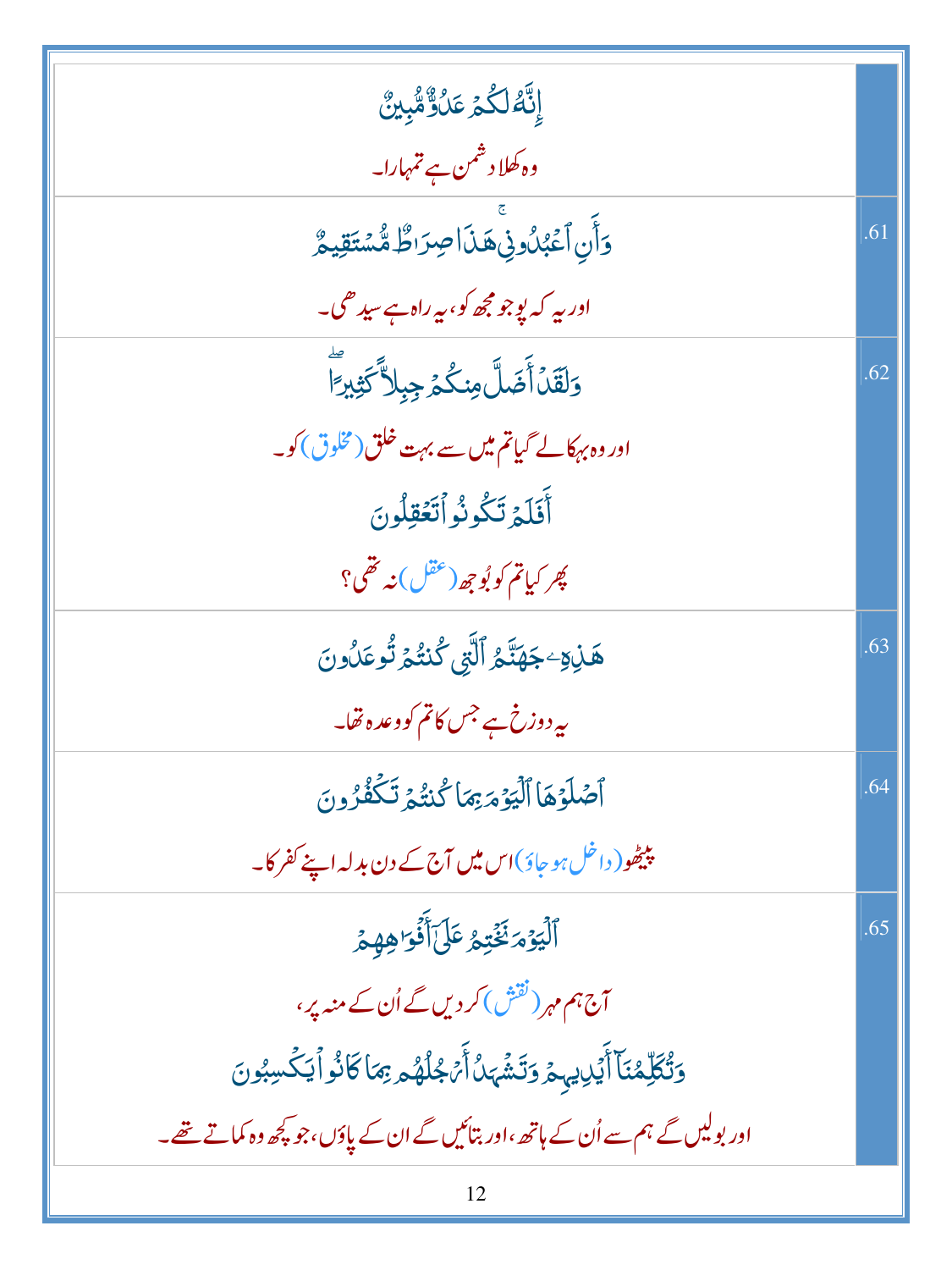| | |
|---|---|
| إِنَّهُۥ لَكُمْ عَدُوٌّ مُّبِينٌ<br>وہ کھلا دشمن ہے تمہارا۔ | |
| وَأَنِ ٱعْبُدُونِى ۚ هَٰذَا صِرَٰطٌ مُّسْتَقِيمٌ<br>اور یہ کہ پوجو مجھ کو، یہ راہ ہے سیدھی۔ | .61 |
| وَلَقَدْ أَضَلَّ مِنكُمْ جِبِلًّا كَثِيرًا ۖ<br>اور وہ بہکا لے گیا تم میں سے بہت خلق (مخلوق) کو۔<br>أَفَلَمْ تَكُونُوا۟ تَعْقِلُونَ<br>پھر کیا تم کو بُوجھ (عقل) نہ تھی؟ | .62 |
| هَٰذِهِۦ جَهَنَّمُ ٱلَّتِى كُنتُمْ تُوعَدُونَ<br>یہ دوزخ ہے جس کا تم کو وعدہ تھا۔ | .63 |
| ٱصْلَوْهَا ٱلْيَوْمَ بِمَا كُنتُمْ تَكْفُرُونَ<br>پیٹھو (داخل ہو جاؤ) اس میں آج کے دن بدلہ اپنے کفر کا۔ | .64 |
| ٱلْيَوْمَ نَخْتِمُ عَلَىٰٓ أَفْوَٰهِهِمْ<br>آج ہم مہر (نقش) کر دیں گے اُن کے منہ پر،<br>وَتُكَلِّمُنَآ أَيْدِيهِمْ وَتَشْهَدُ أَرْجُلُهُم بِمَا كَانُوا۟ يَكْسِبُونَ<br>اور بولیں گے ہم سے اُن کے ہاتھ، اور بتائیں گے ان کے پاؤں، جو کچھ وہ کماتے تھے۔ | .65 |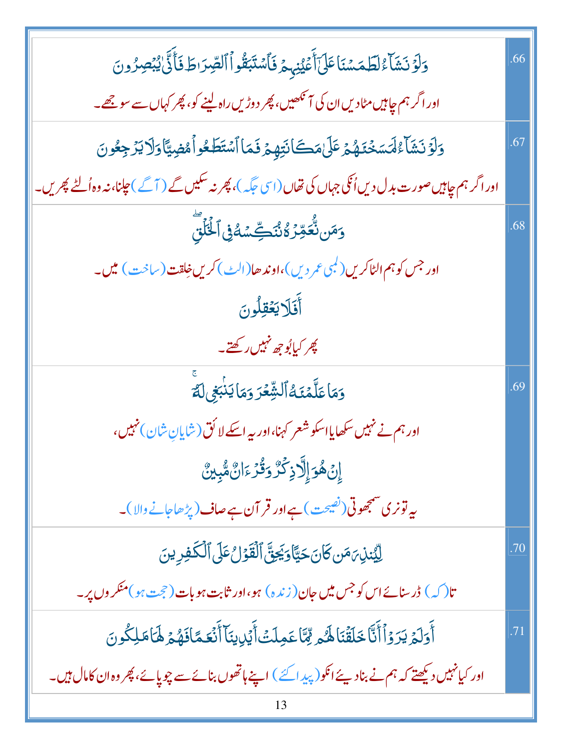| | |
|---|---|
| وَلَوۡ نَشَآءُ لَطَمَسۡنَا عَلَىٰٓ أَعۡيُنِهِمۡ فَٱسۡتَبَقُواْ ٱلصِّرَٰطَ فَأَنَّىٰ يُبۡصِرُونَ<br>اور اگر ہم چاہیں مٹا دیں ان کی آنکھیں، پھر دوڑیں راہ لینے کو، پھر کہاں سے سوجھے۔ | .66 |
| وَلَوۡ نَشَآءُ لَمَسَخۡنَٰهُمۡ عَلَىٰ مَكَانَتِهِمۡ فَمَا ٱسۡتَطَٰعُواْ مُضِيًّا وَلَا يَرۡجِعُونَ<br>اور اگر ہم چاہیں صورت بدل دیں اُنکی جہاں کی تھاں (اسی جگہ)، پھر نہ سکیں گے (آگے) چلنا، نہ وہ اُلٹے پھریں۔ | .67 |
| وَمَن نُّعَمِّرۡهُ نُنَكِّسۡهُ فِي ٱلۡخَلۡقِ<br>اور جس کو ہم الٹا کریں (لمبی عمر دیں)، اوندھا (الٹ) کریں خِلقت (ساخت) میں۔<br>أَفَلَا يَعۡقِلُونَ<br>پھر کیا بُوجھ نہیں رکھتے۔ | .68 |
| وَمَا عَلَّمۡنَٰهُ ٱلشِّعۡرَ وَمَا يَنۢبَغِي لَهُۥٓ<br>اور ہم نے نہیں سکھایا اسکو شعر کہنا، اور یہ اسکے لائق (شایانِ شان) نہیں،<br>إِنۡ هُوَ إِلَّا ذِكۡرٞ وَقُرۡءَانٞ مُّبِينٞ<br>یہ تو نری سمجھوتی (نصیحت) ہے اور قرآن ہے صاف (پڑھا جانے والا)۔ | .69 |
| لِّيُنذِرَ مَن كَانَ حَيًّا وَيَحِقَّ ٱلۡقَوۡلُ عَلَى ٱلۡكَٰفِرِينَ<br>تا (کہ) ڈر سنائے اس کو جس میں جان (زندہ) ہو، اور ثابت ہو بات (حجت ہو) منکروں پر۔ | .70 |
| أَوَلَمۡ يَرَوۡاْ أَنَّا خَلَقۡنَا لَهُم مِّمَّا عَمِلَتۡ أَيۡدِينَآ أَنۡعَٰمٗا فَهُمۡ لَهَا مَٰلِكُونَ<br>اور کیا نہیں دیکھتے کہ ہم نے بنا دیئے انکو (پیدا کئے) اپنے ہاتھوں بنائے سے چوپائے، پھر وہ ان کا مال ہیں۔ | .71 |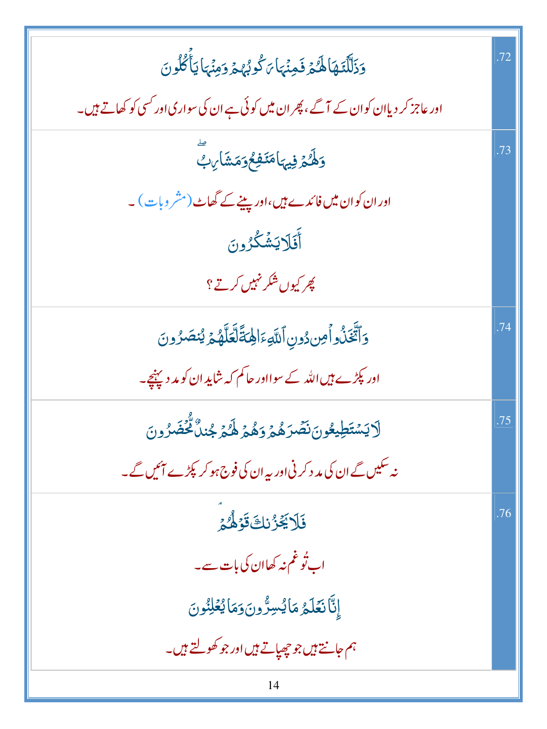| | |
|---|---|
| وَذَلَّلْنَـٰهَا لَهُمْ فَمِنْهَا رَكُوبُهُمْ وَمِنْهَا يَأْكُلُونَ<br><br>اور عاجز کر دیا ان کو ان کے آگے، پھر ان میں کوئی ہے ان کی سواری اور کسی کو کھاتے ہیں۔ | .72 |
| وَلَهُمْ فِيهَا مَنَـٰفِعُ وَمَشَارِبُ ۖ<br><br>اور ان کو ان میں فائدے ہیں، اور پینے کے گھاٹ (مشروبات) ۔<br><br>أَفَلَا يَشْكُرُونَ<br><br>پھر کیوں شکر نہیں کرتے ؟ | .73 |
| وَٱتَّخَذُوا۟ مِن دُونِ ٱللَّهِ ءَالِهَةً لَّعَلَّهُمْ يُنصَرُونَ<br><br>اور پکڑے ہیں اللہ کے سوا اور حاکم کہ شاید ان کو مدد پہنچے۔ | .74 |
| لَا يَسْتَطِيعُونَ نَصْرَهُمْ وَهُمْ لَهُمْ جُندٌ مُّحْضَرُونَ<br><br>نہ سکیں گے ان کی مدد کرنی اور یہ ان کی فوج ہو کر پکڑے آئیں گے۔ | .75 |
| فَلَا يَحْزُنكَ قَوْلُهُمْ ۘ<br><br>اب تُو غم نہ کھا ان کی بات سے۔<br><br>إِنَّا نَعْلَمُ مَا يُسِرُّونَ وَمَا يُعْلِنُونَ<br><br>ہم جانتے ہیں جو چھپاتے ہیں اور جو کھولتے ہیں۔ | .76 |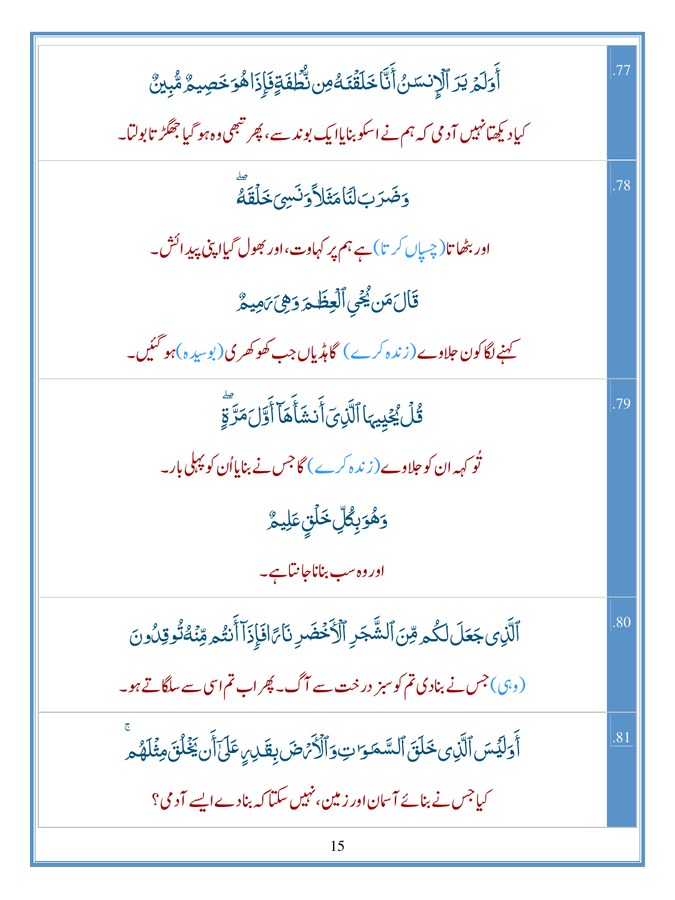| | |
|---|---|
| أَوَلَمْ يَرَ ٱلْإِنسَٰنُ أَنَّا خَلَقْنَٰهُ مِن نُّطْفَةٍ فَإِذَا هُوَ خَصِيمٌ مُّبِينٌ<br>کیا دیکھتا نہیں آدمی کہ ہم نے اسکو بنایا ایک بوند سے، پھر تبھی وہ ہو گیا جھگڑ تا بولتا۔ | .77 |
| وَضَرَبَ لَنَا مَثَلًا وَنَسِىَ خَلْقَهُۥ ۖ<br>اور بٹھاتا (چسپاں کرتا) ہے ہم پر کہاوت، اور بھول گیا اپنی پیدائش۔<br>قَالَ مَن يُحْىِ ٱلْعِظَٰمَ وَهِىَ رَمِيمٌ<br>کہنے لگا کون جلاوے (زندہ کرے) گا ہڈیاں جب کھوکھری (بوسیدہ) ہو گئیں۔ | .78 |
| قُلْ يُحْيِيهَا ٱلَّذِىٓ أَنشَأَهَآ أَوَّلَ مَرَّةٍ ۖ<br>تُو کہہ ان کو جلاوے (زندہ کرے) گا جس نے بنایا اُن کو پہلی بار۔<br>وَهُوَ بِكُلِّ خَلْقٍ عَلِيمٌ<br>اور وہ سب بنانا جانتا ہے۔ | .79 |
| ٱلَّذِى جَعَلَ لَكُم مِّنَ ٱلشَّجَرِ ٱلْأَخْضَرِ نَارًا فَإِذَآ أَنتُم مِّنْهُ تُوقِدُونَ<br>(وہی) جس نے بنا دی تم کو سبز درخت سے آگ۔ پھر اب تم اسی سے سلگاتے ہو۔ | .80 |
| أَوَلَيْسَ ٱلَّذِى خَلَقَ ٱلسَّمَٰوَٰتِ وَٱلْأَرْضَ بِقَٰدِرٍ عَلَىٰٓ أَن يَخْلُقَ مِثْلَهُم ۚ<br>کیا جس نے بنائے آسمان اور زمین، نہیں سکتا کہ بنا دے ایسے آدمی؟ | .81 |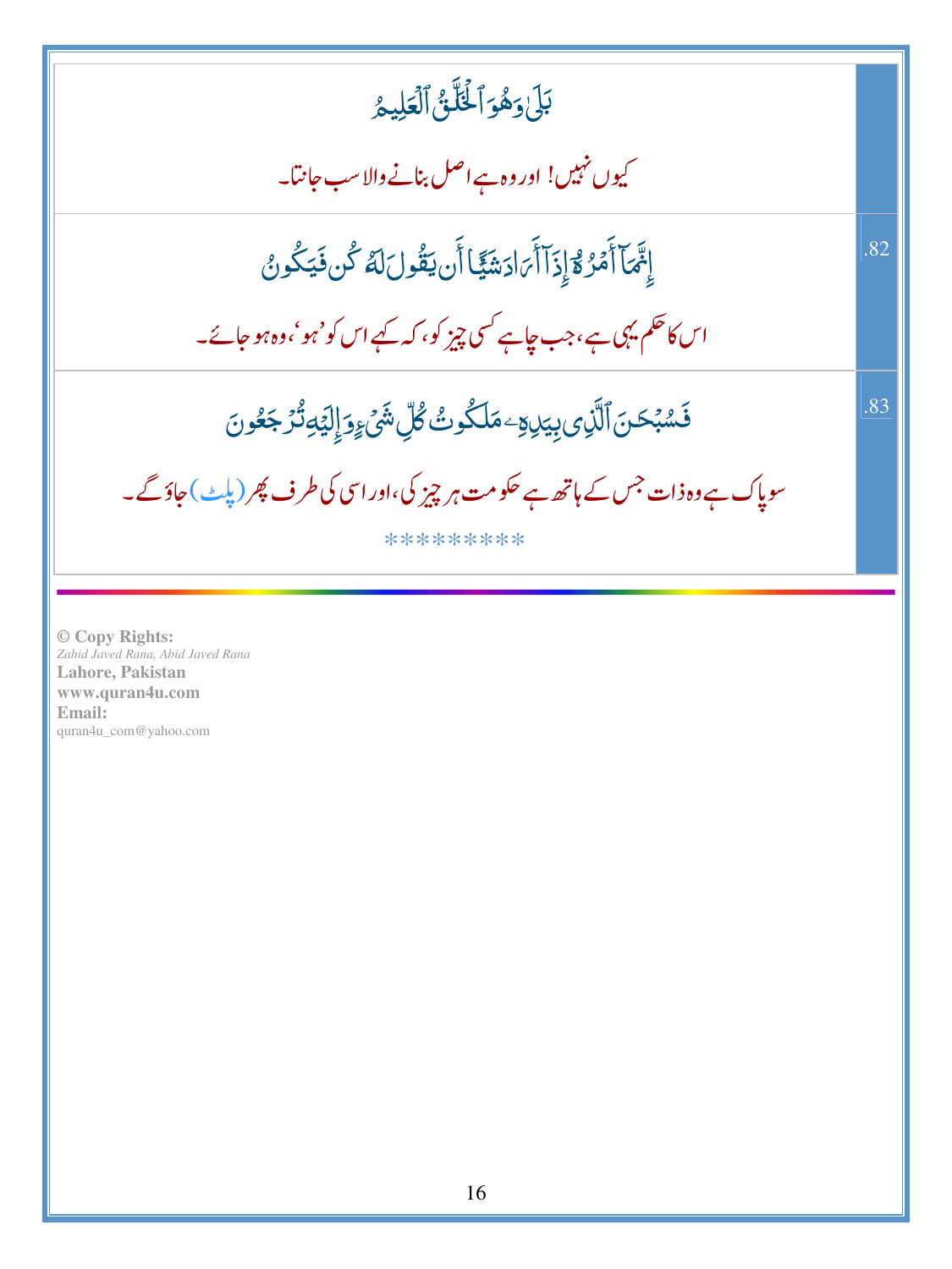| | |
|---|---|
| بَلَىٰ وَهُوَ ٱلْخَلَّٰقُ ٱلْعَلِيمُ<br><br>کیوں نہیں! اور وہ ہے اصل بنانے والا سب جانتا۔ | |
| إِنَّمَآ أَمْرُهُۥٓ إِذَآ أَرَادَ شَيْـًٔا أَن يَقُولَ لَهُۥ كُن فَيَكُونُ<br><br>اس کا حکم یہی ہے، جب چاہے کسی چیز کو، کہ کہے اس کو 'ہو'، وہ ہو جائے۔ | .82 |
| فَسُبْحَٰنَ ٱلَّذِى بِيَدِهِۦ مَلَكُوتُ كُلِّ شَىْءٍ وَإِلَيْهِ تُرْجَعُونَ<br><br>سو پاک ہے وہ ذات جس کے ہاتھ ہے حکومت ہر چیز کی، اور اسی کی طرف پھر (پلٹ) جاؤ گے۔<br><br>********* | .83 |

**© Copy Rights:**
*Zahid Javed Rana, Abid Javed Rana*
**Lahore, Pakistan**
**www.quran4u.com**
**Email:**
quran4u_com@yahoo.com